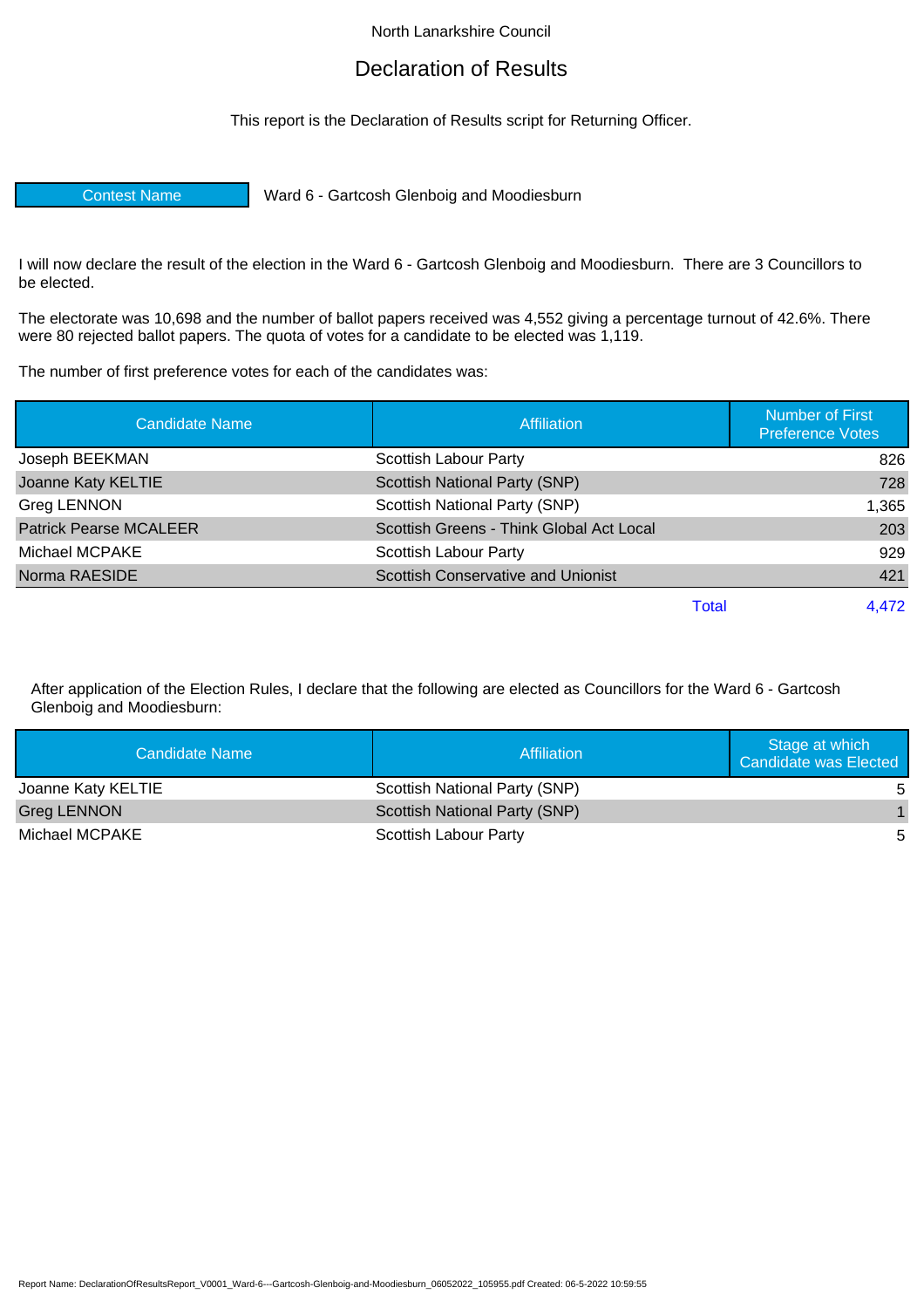North Lanarkshire Council

# Declaration of Results

This report is the Declaration of Results script for Returning Officer.

| Contest Name | Ward 6 - Gartcosh Glenboig and Moodiesburn |
|---|---|

I will now declare the result of the election in the Ward 6 - Gartcosh Glenboig and Moodiesburn. There are 3 Councillors to be elected.

The electorate was 10,698 and the number of ballot papers received was 4,552 giving a percentage turnout of 42.6%. There were 80 rejected ballot papers. The quota of votes for a candidate to be elected was 1,119.

The number of first preference votes for each of the candidates was:

| Candidate Name | Affiliation | Number of First Preference Votes |
|---|---|---|
| Joseph BEEKMAN | Scottish Labour Party | 826 |
| Joanne Katy KELTIE | Scottish National Party (SNP) | 728 |
| Greg LENNON | Scottish National Party (SNP) | 1,365 |
| Patrick Pearse MCALEER | Scottish Greens - Think Global Act Local | 203 |
| Michael MCPAKE | Scottish Labour Party | 929 |
| Norma RAESIDE | Scottish Conservative and Unionist | 421 |
| | Total | 4,472 |

After application of the Election Rules, I declare that the following are elected as Councillors for the Ward 6 - Gartcosh Glenboig and Moodiesburn:

| Candidate Name | Affiliation | Stage at which Candidate was Elected |
|---|---|---|
| Joanne Katy KELTIE | Scottish National Party (SNP) | 5 |
| Greg LENNON | Scottish National Party (SNP) | 1 |
| Michael MCPAKE | Scottish Labour Party | 5 |

Report Name: DeclarationOfResultsReport_V0001_Ward-6---Gartcosh-Glenboig-and-Moodiesburn_06052022_105955.pdf Created: 06-5-2022 10:59:55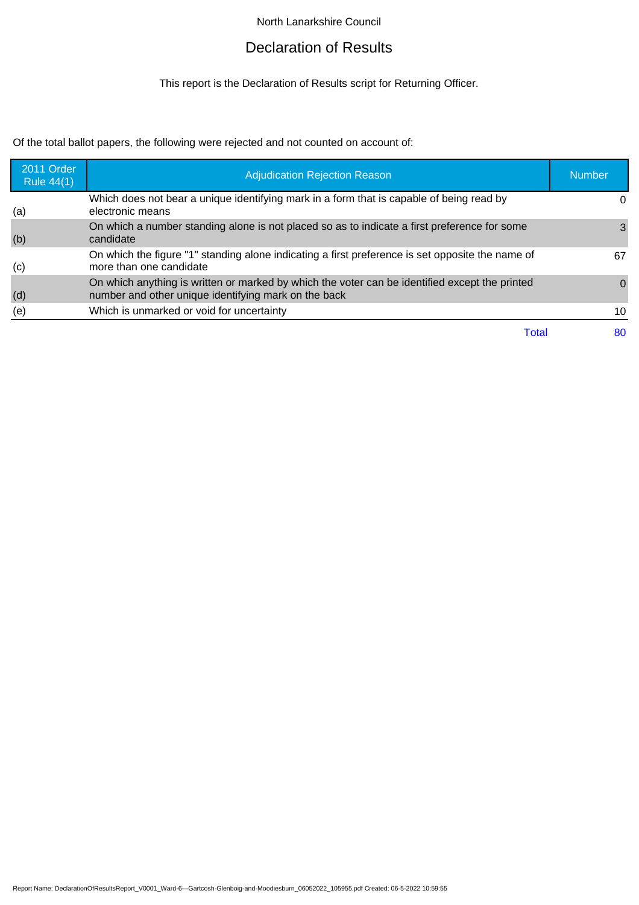North Lanarkshire Council

# Declaration of Results

This report is the Declaration of Results script for Returning Officer.

Of the total ballot papers, the following were rejected and not counted on account of:

| 2011 Order Rule 44(1) | Adjudication Rejection Reason | Number |
|---|---|---|
| (a) | Which does not bear a unique identifying mark in a form that is capable of being read by electronic means | 0 |
| (b) | On which a number standing alone is not placed so as to indicate a first preference for some candidate | 3 |
| (c) | On which the figure "1" standing alone indicating a first preference is set opposite the name of more than one candidate | 67 |
| (d) | On which anything is written or marked by which the voter can be identified except the printed number and other unique identifying mark on the back | 0 |
| (e) | Which is unmarked or void for uncertainty | 10 |
| | Total | 80 |

Report Name: DeclarationOfResultsReport_V0001_Ward-6---Gartcosh-Glenboig-and-Moodiesburn_06052022_105955.pdf Created: 06-5-2022 10:59:55